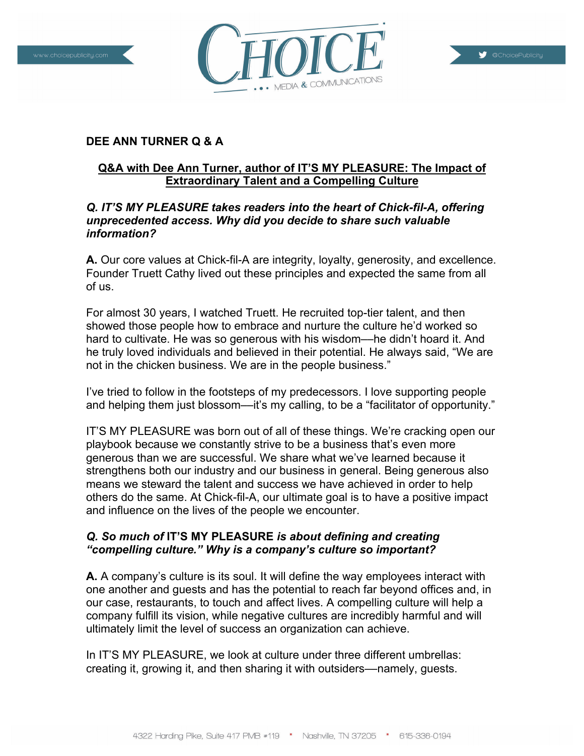# DEE ANN TURNER Q & A

## Q&A with Dee Ann Turner, author of IT'S MY PLEASURE: The Impact of Extraordinary Talent and a Compelling Culture

***Q. IT'S MY PLEASURE takes readers into the heart of Chick-fil-A, offering unprecedented access. Why did you decide to share such valuable information?***

**A.** Our core values at Chick-fil-A are integrity, loyalty, generosity, and excellence. Founder Truett Cathy lived out these principles and expected the same from all of us.

For almost 30 years, I watched Truett. He recruited top-tier talent, and then showed those people how to embrace and nurture the culture he'd worked so hard to cultivate. He was so generous with his wisdom—he didn't hoard it. And he truly loved individuals and believed in their potential. He always said, "We are not in the chicken business. We are in the people business."

I've tried to follow in the footsteps of my predecessors. I love supporting people and helping them just blossom—it's my calling, to be a "facilitator of opportunity."

IT'S MY PLEASURE was born out of all of these things. We're cracking open our playbook because we constantly strive to be a business that's even more generous than we are successful. We share what we've learned because it strengthens both our industry and our business in general. Being generous also means we steward the talent and success we have achieved in order to help others do the same. At Chick-fil-A, our ultimate goal is to have a positive impact and influence on the lives of the people we encounter.

***Q. So much of* IT'S MY PLEASURE *is about defining and creating "compelling culture." Why is a company's culture so important?***

**A.** A company's culture is its soul. It will define the way employees interact with one another and guests and has the potential to reach far beyond offices and, in our case, restaurants, to touch and affect lives. A compelling culture will help a company fulfill its vision, while negative cultures are incredibly harmful and will ultimately limit the level of success an organization can achieve.

In IT'S MY PLEASURE, we look at culture under three different umbrellas: creating it, growing it, and then sharing it with outsiders—namely, guests.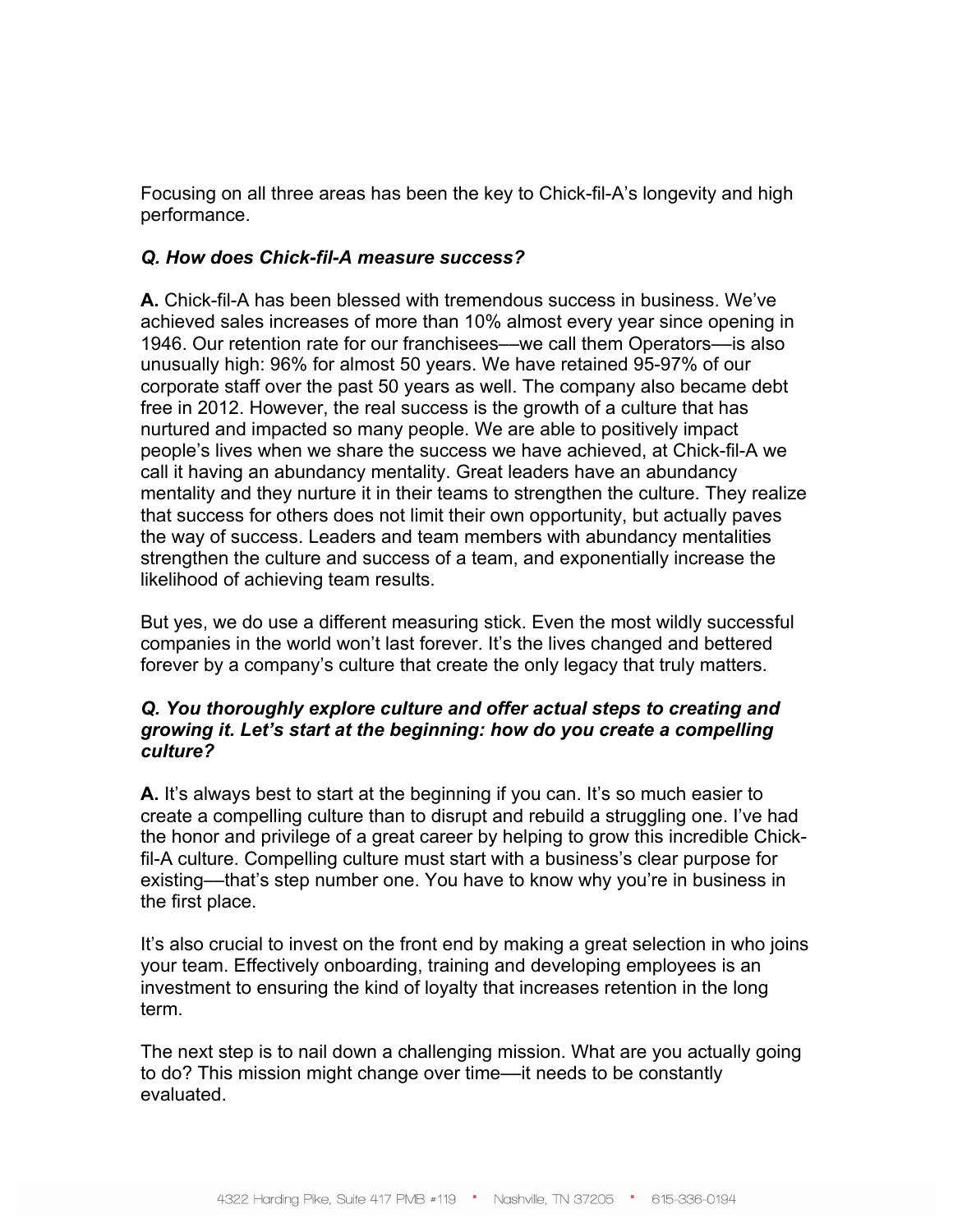Focusing on all three areas has been the key to Chick-fil-A's longevity and high performance.

***Q. How does Chick-fil-A measure success?***

**A.** Chick-fil-A has been blessed with tremendous success in business. We've achieved sales increases of more than 10% almost every year since opening in 1946. Our retention rate for our franchisees—we call them Operators—is also unusually high: 96% for almost 50 years. We have retained 95-97% of our corporate staff over the past 50 years as well. The company also became debt free in 2012. However, the real success is the growth of a culture that has nurtured and impacted so many people. We are able to positively impact people's lives when we share the success we have achieved, at Chick-fil-A we call it having an abundancy mentality. Great leaders have an abundancy mentality and they nurture it in their teams to strengthen the culture. They realize that success for others does not limit their own opportunity, but actually paves the way of success. Leaders and team members with abundancy mentalities strengthen the culture and success of a team, and exponentially increase the likelihood of achieving team results.

But yes, we do use a different measuring stick. Even the most wildly successful companies in the world won't last forever. It's the lives changed and bettered forever by a company's culture that create the only legacy that truly matters.

***Q. You thoroughly explore culture and offer actual steps to creating and growing it. Let's start at the beginning: how do you create a compelling culture?***

**A.** It's always best to start at the beginning if you can. It's so much easier to create a compelling culture than to disrupt and rebuild a struggling one. I've had the honor and privilege of a great career by helping to grow this incredible Chick-fil-A culture. Compelling culture must start with a business's clear purpose for existing—that's step number one. You have to know why you're in business in the first place.

It's also crucial to invest on the front end by making a great selection in who joins your team. Effectively onboarding, training and developing employees is an investment to ensuring the kind of loyalty that increases retention in the long term.

The next step is to nail down a challenging mission. What are you actually going to do? This mission might change over time—it needs to be constantly evaluated.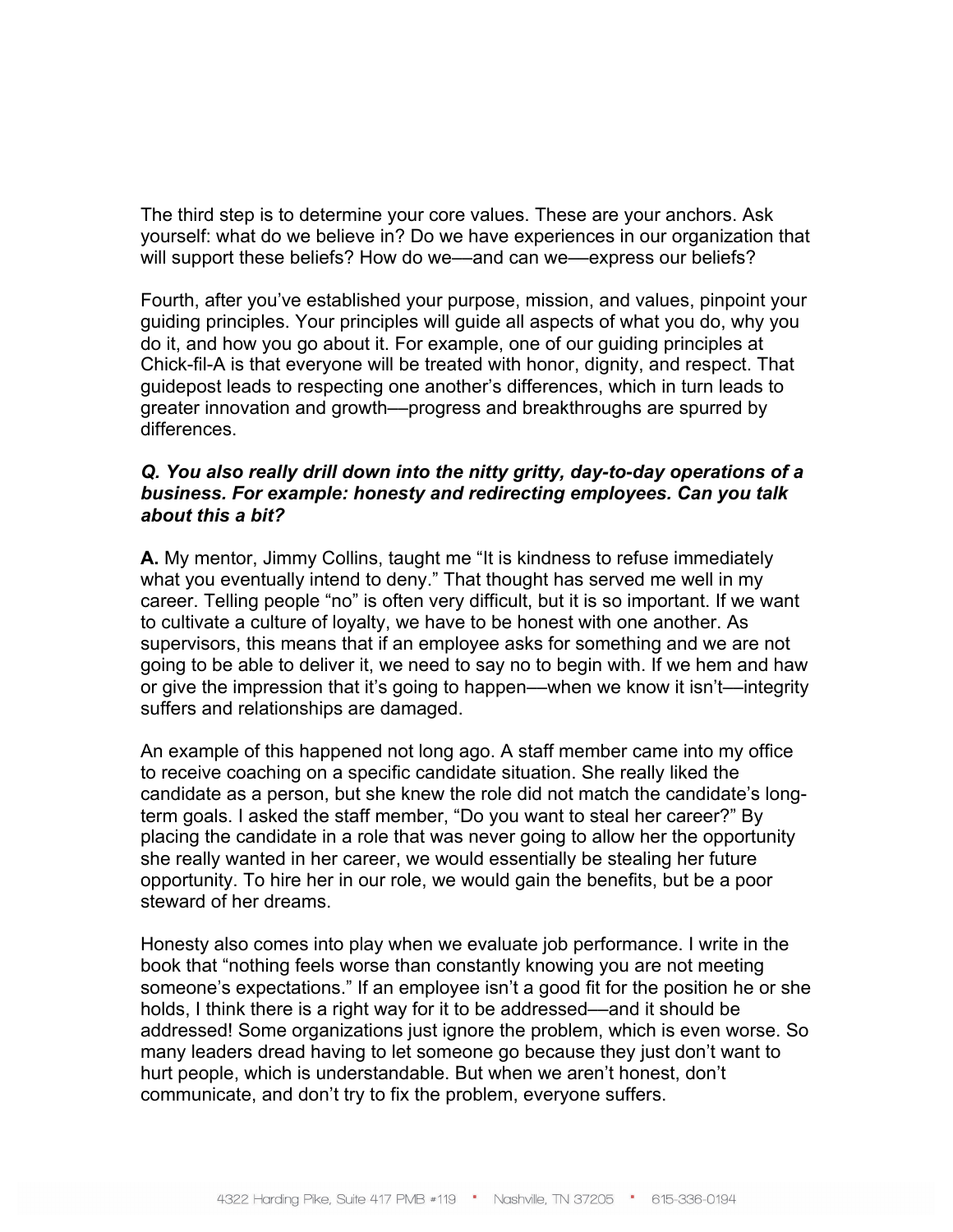The third step is to determine your core values. These are your anchors. Ask yourself: what do we believe in? Do we have experiences in our organization that will support these beliefs? How do we—and can we—express our beliefs?

Fourth, after you've established your purpose, mission, and values, pinpoint your guiding principles. Your principles will guide all aspects of what you do, why you do it, and how you go about it. For example, one of our guiding principles at Chick-fil-A is that everyone will be treated with honor, dignity, and respect. That guidepost leads to respecting one another's differences, which in turn leads to greater innovation and growth—progress and breakthroughs are spurred by differences.

***Q. You also really drill down into the nitty gritty, day-to-day operations of a business. For example: honesty and redirecting employees. Can you talk about this a bit?***

**A.** My mentor, Jimmy Collins, taught me "It is kindness to refuse immediately what you eventually intend to deny." That thought has served me well in my career. Telling people "no" is often very difficult, but it is so important. If we want to cultivate a culture of loyalty, we have to be honest with one another. As supervisors, this means that if an employee asks for something and we are not going to be able to deliver it, we need to say no to begin with. If we hem and haw or give the impression that it's going to happen—when we know it isn't—integrity suffers and relationships are damaged.

An example of this happened not long ago. A staff member came into my office to receive coaching on a specific candidate situation. She really liked the candidate as a person, but she knew the role did not match the candidate's long-term goals. I asked the staff member, "Do you want to steal her career?" By placing the candidate in a role that was never going to allow her the opportunity she really wanted in her career, we would essentially be stealing her future opportunity. To hire her in our role, we would gain the benefits, but be a poor steward of her dreams.

Honesty also comes into play when we evaluate job performance. I write in the book that "nothing feels worse than constantly knowing you are not meeting someone's expectations." If an employee isn't a good fit for the position he or she holds, I think there is a right way for it to be addressed—and it should be addressed! Some organizations just ignore the problem, which is even worse. So many leaders dread having to let someone go because they just don't want to hurt people, which is understandable. But when we aren't honest, don't communicate, and don't try to fix the problem, everyone suffers.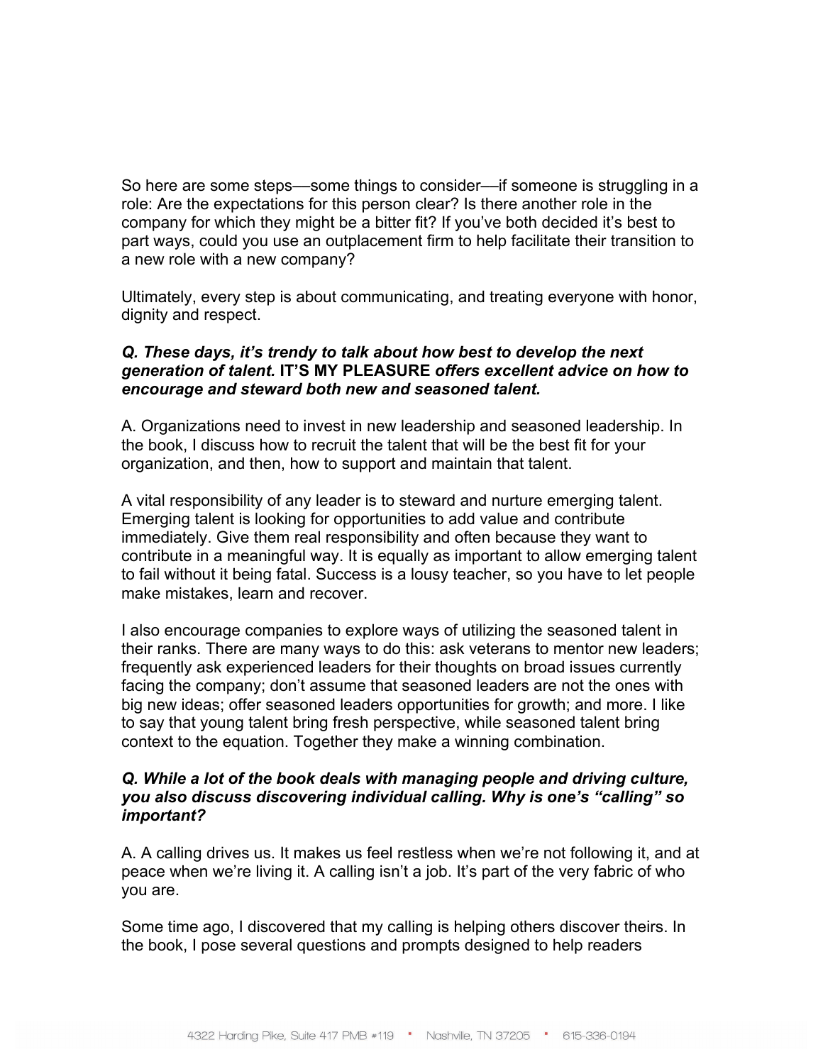So here are some steps—some things to consider—if someone is struggling in a role: Are the expectations for this person clear? Is there another role in the company for which they might be a bitter fit? If you've both decided it's best to part ways, could you use an outplacement firm to help facilitate their transition to a new role with a new company?

Ultimately, every step is about communicating, and treating everyone with honor, dignity and respect.

***Q. These days, it's trendy to talk about how best to develop the next generation of talent.* IT'S MY PLEASURE *offers excellent advice on how to encourage and steward both new and seasoned talent.***

A. Organizations need to invest in new leadership and seasoned leadership. In the book, I discuss how to recruit the talent that will be the best fit for your organization, and then, how to support and maintain that talent.

A vital responsibility of any leader is to steward and nurture emerging talent. Emerging talent is looking for opportunities to add value and contribute immediately. Give them real responsibility and often because they want to contribute in a meaningful way. It is equally as important to allow emerging talent to fail without it being fatal. Success is a lousy teacher, so you have to let people make mistakes, learn and recover.

I also encourage companies to explore ways of utilizing the seasoned talent in their ranks. There are many ways to do this: ask veterans to mentor new leaders; frequently ask experienced leaders for their thoughts on broad issues currently facing the company; don't assume that seasoned leaders are not the ones with big new ideas; offer seasoned leaders opportunities for growth; and more. I like to say that young talent bring fresh perspective, while seasoned talent bring context to the equation. Together they make a winning combination.

***Q. While a lot of the book deals with managing people and driving culture, you also discuss discovering individual calling. Why is one's "calling" so important?***

A. A calling drives us. It makes us feel restless when we're not following it, and at peace when we're living it. A calling isn't a job. It's part of the very fabric of who you are.

Some time ago, I discovered that my calling is helping others discover theirs. In the book, I pose several questions and prompts designed to help readers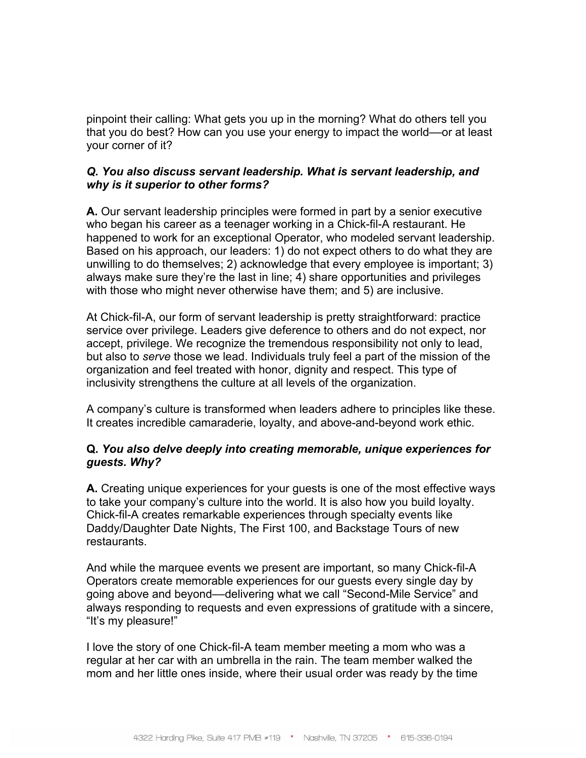pinpoint their calling: What gets you up in the morning? What do others tell you that you do best? How can you use your energy to impact the world—or at least your corner of it?

***Q. You also discuss servant leadership. What is servant leadership, and why is it superior to other forms?***

**A.** Our servant leadership principles were formed in part by a senior executive who began his career as a teenager working in a Chick-fil-A restaurant. He happened to work for an exceptional Operator, who modeled servant leadership. Based on his approach, our leaders: 1) do not expect others to do what they are unwilling to do themselves; 2) acknowledge that every employee is important; 3) always make sure they're the last in line; 4) share opportunities and privileges with those who might never otherwise have them; and 5) are inclusive.

At Chick-fil-A, our form of servant leadership is pretty straightforward: practice service over privilege. Leaders give deference to others and do not expect, nor accept, privilege. We recognize the tremendous responsibility not only to lead, but also to *serve* those we lead. Individuals truly feel a part of the mission of the organization and feel treated with honor, dignity and respect. This type of inclusivity strengthens the culture at all levels of the organization.

A company's culture is transformed when leaders adhere to principles like these. It creates incredible camaraderie, loyalty, and above-and-beyond work ethic.

**Q.** ***You also delve deeply into creating memorable, unique experiences for guests. Why?***

**A.** Creating unique experiences for your guests is one of the most effective ways to take your company's culture into the world. It is also how you build loyalty. Chick-fil-A creates remarkable experiences through specialty events like Daddy/Daughter Date Nights, The First 100, and Backstage Tours of new restaurants.

And while the marquee events we present are important, so many Chick-fil-A Operators create memorable experiences for our guests every single day by going above and beyond—delivering what we call "Second-Mile Service" and always responding to requests and even expressions of gratitude with a sincere, "It's my pleasure!"

I love the story of one Chick-fil-A team member meeting a mom who was a regular at her car with an umbrella in the rain. The team member walked the mom and her little ones inside, where their usual order was ready by the time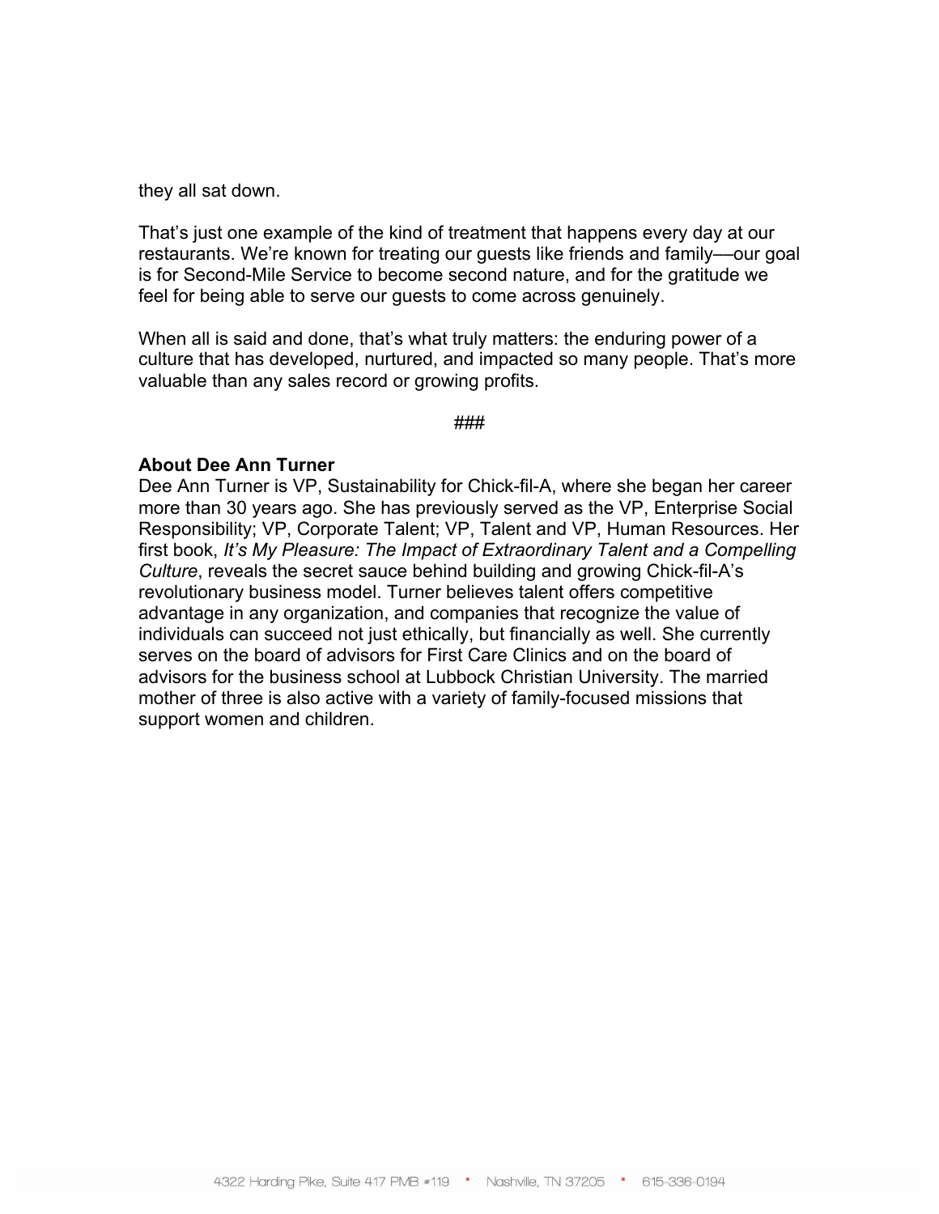they all sat down.

That's just one example of the kind of treatment that happens every day at our restaurants. We're known for treating our guests like friends and family—our goal is for Second-Mile Service to become second nature, and for the gratitude we feel for being able to serve our guests to come across genuinely.

When all is said and done, that's what truly matters: the enduring power of a culture that has developed, nurtured, and impacted so many people. That's more valuable than any sales record or growing profits.

###

**About Dee Ann Turner**
Dee Ann Turner is VP, Sustainability for Chick-fil-A, where she began her career more than 30 years ago. She has previously served as the VP, Enterprise Social Responsibility; VP, Corporate Talent; VP, Talent and VP, Human Resources. Her first book, *It's My Pleasure: The Impact of Extraordinary Talent and a Compelling Culture*, reveals the secret sauce behind building and growing Chick-fil-A's revolutionary business model. Turner believes talent offers competitive advantage in any organization, and companies that recognize the value of individuals can succeed not just ethically, but financially as well. She currently serves on the board of advisors for First Care Clinics and on the board of advisors for the business school at Lubbock Christian University. The married mother of three is also active with a variety of family-focused missions that support women and children.